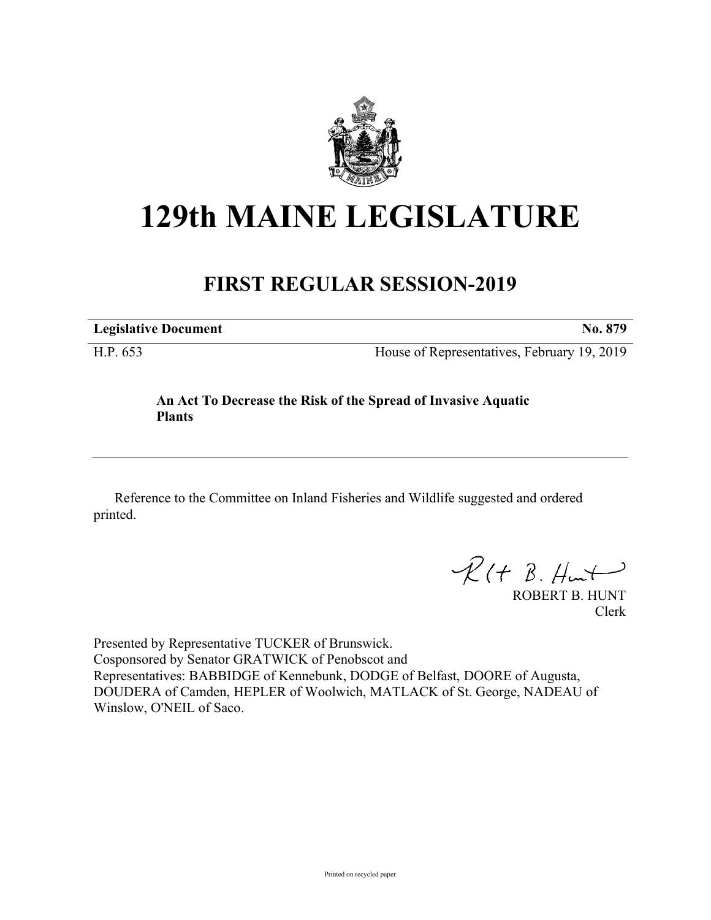# 129th MAINE LEGISLATURE

## FIRST REGULAR SESSION-2019

**Legislative Document** **No. 879**

H.P. 653 House of Representatives, February 19, 2019

**An Act To Decrease the Risk of the Spread of Invasive Aquatic Plants**

---

Reference to the Committee on Inland Fisheries and Wildlife suggested and ordered printed.

ROBERT B. HUNT
Clerk

Presented by Representative TUCKER of Brunswick.
Cosponsored by Senator GRATWICK of Penobscot and
Representatives: BABBIDGE of Kennebunk, DODGE of Belfast, DOORE of Augusta, DOUDERA of Camden, HEPLER of Woolwich, MATLACK of St. George, NADEAU of Winslow, O'NEIL of Saco.

Printed on recycled paper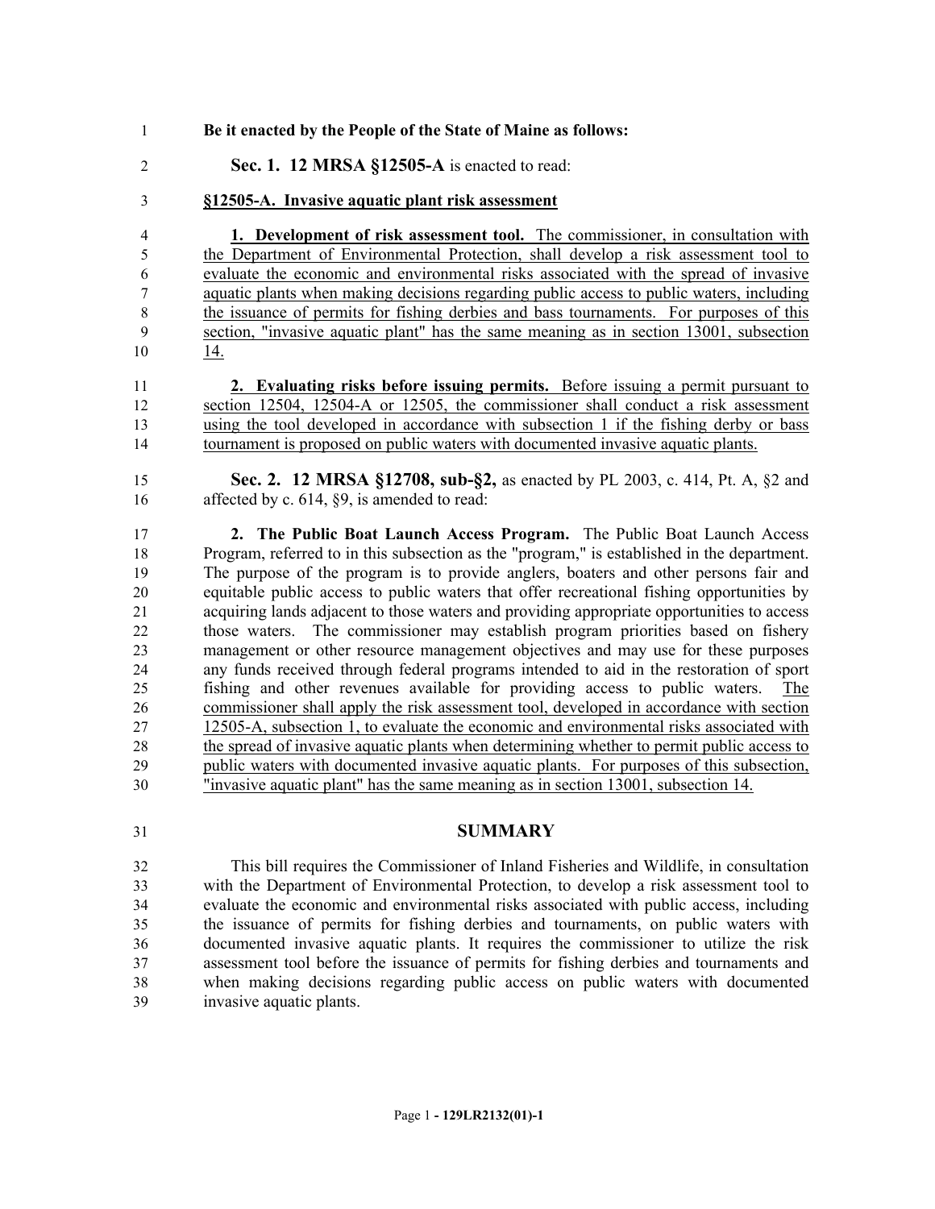**Be it enacted by the People of the State of Maine as follows:**

**Sec. 1. 12 MRSA §12505-A** is enacted to read:

**§12505-A. Invasive aquatic plant risk assessment**

**1. Development of risk assessment tool.** The commissioner, in consultation with the Department of Environmental Protection, shall develop a risk assessment tool to evaluate the economic and environmental risks associated with the spread of invasive aquatic plants when making decisions regarding public access to public waters, including the issuance of permits for fishing derbies and bass tournaments. For purposes of this section, "invasive aquatic plant" has the same meaning as in section 13001, subsection 14.

**2. Evaluating risks before issuing permits.** Before issuing a permit pursuant to section 12504, 12504-A or 12505, the commissioner shall conduct a risk assessment using the tool developed in accordance with subsection 1 if the fishing derby or bass tournament is proposed on public waters with documented invasive aquatic plants.

**Sec. 2. 12 MRSA §12708, sub-§2,** as enacted by PL 2003, c. 414, Pt. A, §2 and affected by c. 614, §9, is amended to read:

**2. The Public Boat Launch Access Program.** The Public Boat Launch Access Program, referred to in this subsection as the "program," is established in the department. The purpose of the program is to provide anglers, boaters and other persons fair and equitable public access to public waters that offer recreational fishing opportunities by acquiring lands adjacent to those waters and providing appropriate opportunities to access those waters. The commissioner may establish program priorities based on fishery management or other resource management objectives and may use for these purposes any funds received through federal programs intended to aid in the restoration of sport fishing and other revenues available for providing access to public waters. The commissioner shall apply the risk assessment tool, developed in accordance with section 12505-A, subsection 1, to evaluate the economic and environmental risks associated with the spread of invasive aquatic plants when determining whether to permit public access to public waters with documented invasive aquatic plants. For purposes of this subsection, "invasive aquatic plant" has the same meaning as in section 13001, subsection 14.

## SUMMARY

This bill requires the Commissioner of Inland Fisheries and Wildlife, in consultation with the Department of Environmental Protection, to develop a risk assessment tool to evaluate the economic and environmental risks associated with public access, including the issuance of permits for fishing derbies and tournaments, on public waters with documented invasive aquatic plants. It requires the commissioner to utilize the risk assessment tool before the issuance of permits for fishing derbies and tournaments and when making decisions regarding public access on public waters with documented invasive aquatic plants.